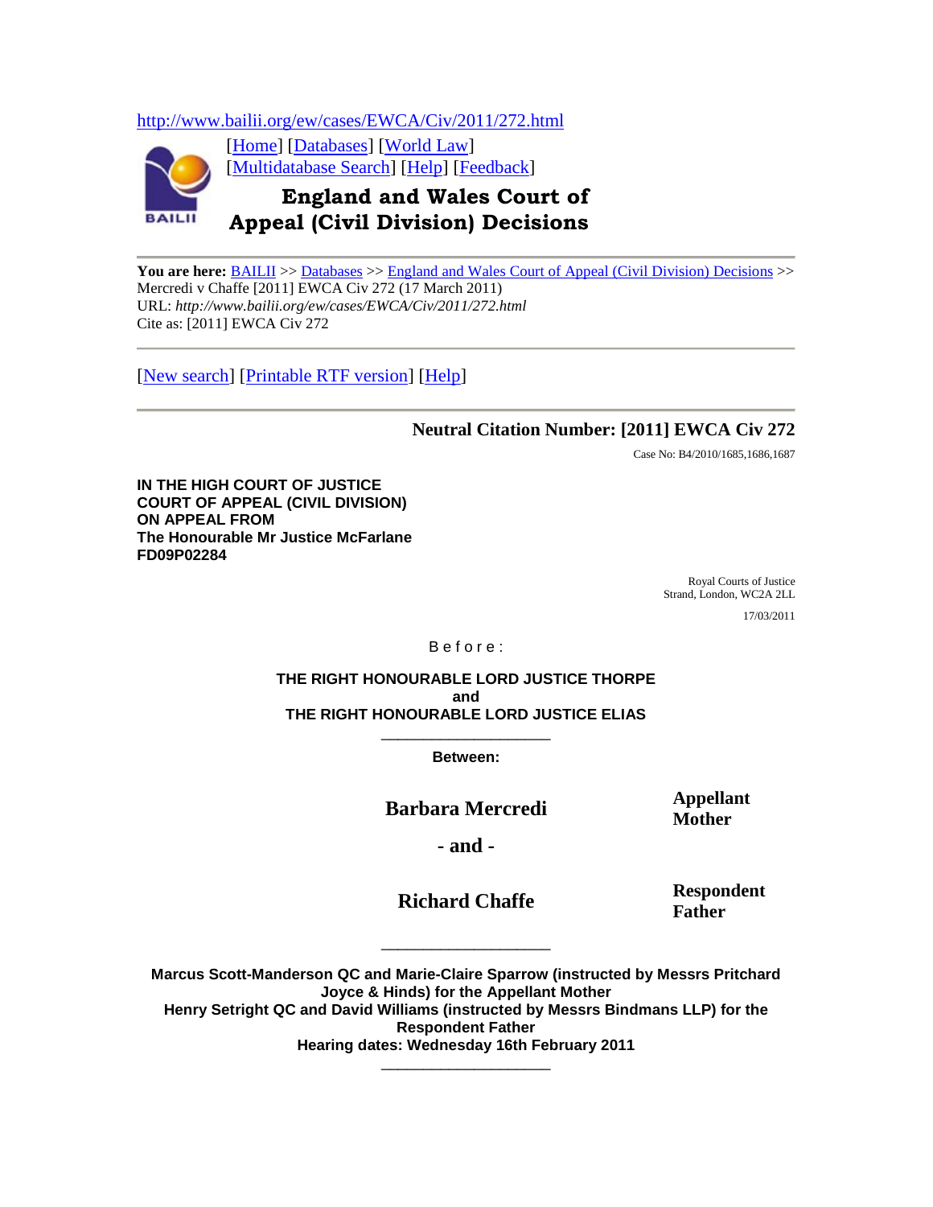http://www.bailii.org/ew/cases/EWCA/Civ/2011/272.html

[Home] [Databases] [World Law]
[Multidatabase Search] [Help] [Feedback]

# England and Wales Court of Appeal (Civil Division) Decisions

**You are here:** BAILII >> Databases >> England and Wales Court of Appeal (Civil Division) Decisions >> Mercredi v Chaffe [2011] EWCA Civ 272 (17 March 2011)
URL: *http://www.bailii.org/ew/cases/EWCA/Civ/2011/272.html*
Cite as: [2011] EWCA Civ 272

[New search] [Printable RTF version] [Help]

---

**Neutral Citation Number: [2011] EWCA Civ 272**

Case No: B4/2010/1685,1686,1687

**IN THE HIGH COURT OF JUSTICE**
**COURT OF APPEAL (CIVIL DIVISION)**
**ON APPEAL FROM**
**The Honourable Mr Justice McFarlane**
**FD09P02284**

Royal Courts of Justice
Strand, London, WC2A 2LL

17/03/2011

B e f o r e :

**THE RIGHT HONOURABLE LORD JUSTICE THORPE**
**and**
**THE RIGHT HONOURABLE LORD JUSTICE ELIAS**

---

**Between:**

| | |
|---|---|
| **Barbara Mercredi** | **Appellant Mother** |
| **- and -** | |
| **Richard Chaffe** | **Respondent Father** |

---

**Marcus Scott-Manderson QC and Marie-Claire Sparrow (instructed by Messrs Pritchard Joyce & Hinds) for the Appellant Mother**
**Henry Setright QC and David Williams (instructed by Messrs Bindmans LLP) for the Respondent Father**
**Hearing dates: Wednesday 16th February 2011**

---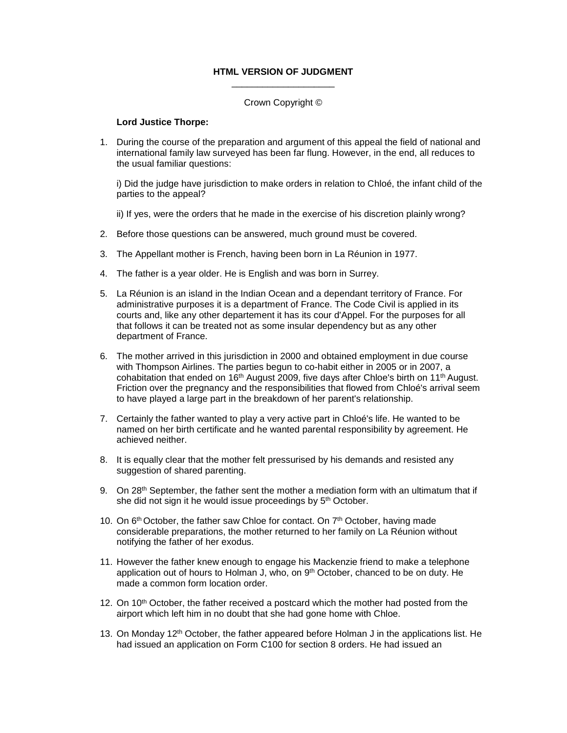**HTML VERSION OF JUDGMENT**

\_\_\_\_\_\_\_\_\_\_\_\_\_\_\_\_\_\_\_\_

Crown Copyright ©

**Lord Justice Thorpe:**

1. During the course of the preparation and argument of this appeal the field of national and international family law surveyed has been far flung. However, in the end, all reduces to the usual familiar questions:

   i) Did the judge have jurisdiction to make orders in relation to Chloé, the infant child of the parties to the appeal?

   ii) If yes, were the orders that he made in the exercise of his discretion plainly wrong?

2. Before those questions can be answered, much ground must be covered.
3. The Appellant mother is French, having been born in La Réunion in 1977.
4. The father is a year older. He is English and was born in Surrey.
5. La Réunion is an island in the Indian Ocean and a dependant territory of France. For administrative purposes it is a department of France. The Code Civil is applied in its courts and, like any other departement it has its cour d'Appel. For the purposes for all that follows it can be treated not as some insular dependency but as any other department of France.
6. The mother arrived in this jurisdiction in 2000 and obtained employment in due course with Thompson Airlines. The parties begun to co-habit either in 2005 or in 2007, a cohabitation that ended on 16th August 2009, five days after Chloe's birth on 11th August. Friction over the pregnancy and the responsibilities that flowed from Chloé's arrival seem to have played a large part in the breakdown of her parent's relationship.
7. Certainly the father wanted to play a very active part in Chloé's life. He wanted to be named on her birth certificate and he wanted parental responsibility by agreement. He achieved neither.
8. It is equally clear that the mother felt pressurised by his demands and resisted any suggestion of shared parenting.
9. On 28th September, the father sent the mother a mediation form with an ultimatum that if she did not sign it he would issue proceedings by 5th October.
10. On 6th October, the father saw Chloe for contact. On 7th October, having made considerable preparations, the mother returned to her family on La Réunion without notifying the father of her exodus.
11. However the father knew enough to engage his Mackenzie friend to make a telephone application out of hours to Holman J, who, on 9th October, chanced to be on duty. He made a common form location order.
12. On 10th October, the father received a postcard which the mother had posted from the airport which left him in no doubt that she had gone home with Chloe.
13. On Monday 12th October, the father appeared before Holman J in the applications list. He had issued an application on Form C100 for section 8 orders. He had issued an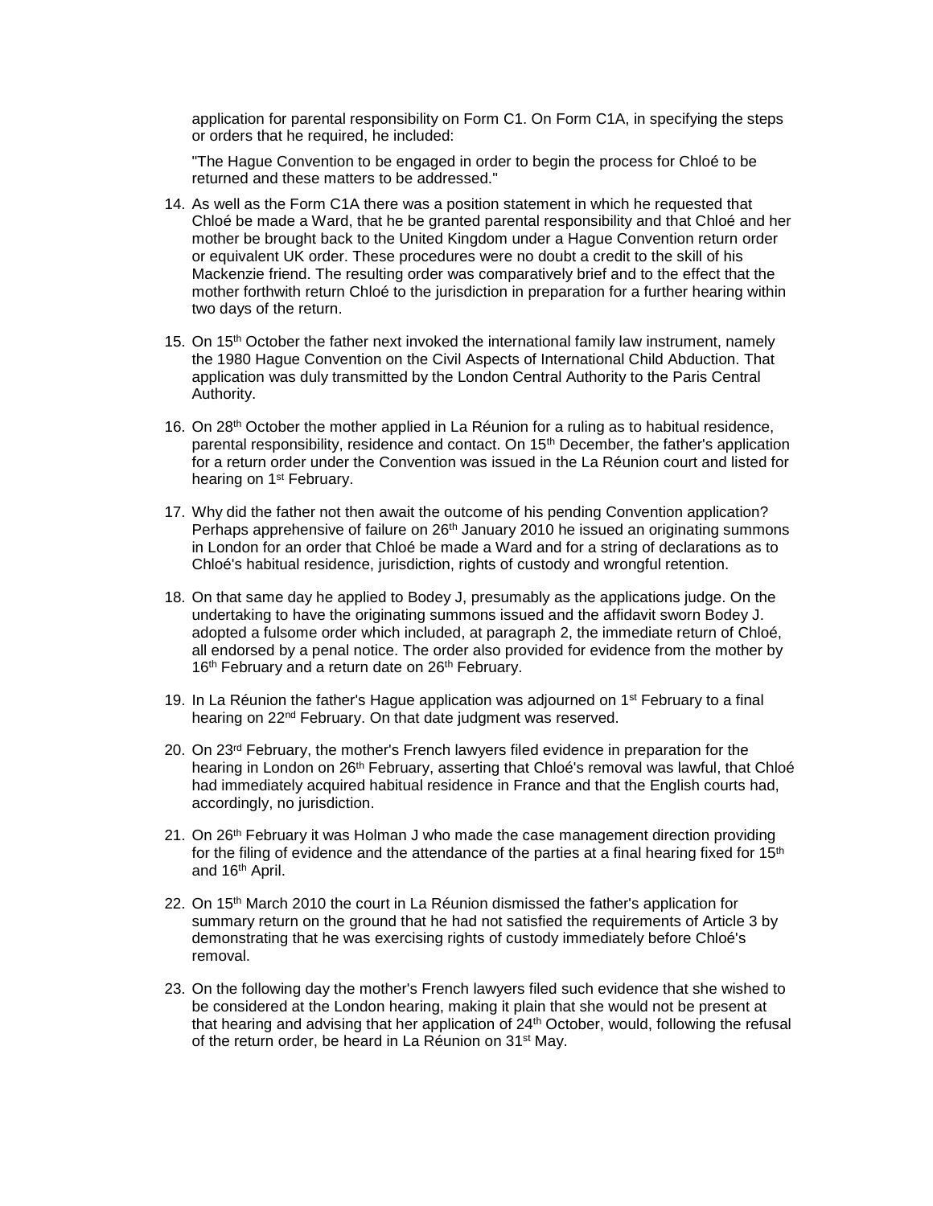application for parental responsibility on Form C1. On Form C1A, in specifying the steps or orders that he required, he included:

"The Hague Convention to be engaged in order to begin the process for Chloé to be returned and these matters to be addressed."

14. As well as the Form C1A there was a position statement in which he requested that Chloé be made a Ward, that he be granted parental responsibility and that Chloé and her mother be brought back to the United Kingdom under a Hague Convention return order or equivalent UK order. These procedures were no doubt a credit to the skill of his Mackenzie friend. The resulting order was comparatively brief and to the effect that the mother forthwith return Chloé to the jurisdiction in preparation for a further hearing within two days of the return.

15. On 15th October the father next invoked the international family law instrument, namely the 1980 Hague Convention on the Civil Aspects of International Child Abduction. That application was duly transmitted by the London Central Authority to the Paris Central Authority.

16. On 28th October the mother applied in La Réunion for a ruling as to habitual residence, parental responsibility, residence and contact. On 15th December, the father's application for a return order under the Convention was issued in the La Réunion court and listed for hearing on 1st February.

17. Why did the father not then await the outcome of his pending Convention application? Perhaps apprehensive of failure on 26th January 2010 he issued an originating summons in London for an order that Chloé be made a Ward and for a string of declarations as to Chloé's habitual residence, jurisdiction, rights of custody and wrongful retention.

18. On that same day he applied to Bodey J, presumably as the applications judge. On the undertaking to have the originating summons issued and the affidavit sworn Bodey J. adopted a fulsome order which included, at paragraph 2, the immediate return of Chloé, all endorsed by a penal notice. The order also provided for evidence from the mother by 16th February and a return date on 26th February.

19. In La Réunion the father's Hague application was adjourned on 1st February to a final hearing on 22nd February. On that date judgment was reserved.

20. On 23rd February, the mother's French lawyers filed evidence in preparation for the hearing in London on 26th February, asserting that Chloé's removal was lawful, that Chloé had immediately acquired habitual residence in France and that the English courts had, accordingly, no jurisdiction.

21. On 26th February it was Holman J who made the case management direction providing for the filing of evidence and the attendance of the parties at a final hearing fixed for 15th and 16th April.

22. On 15th March 2010 the court in La Réunion dismissed the father's application for summary return on the ground that he had not satisfied the requirements of Article 3 by demonstrating that he was exercising rights of custody immediately before Chloé's removal.

23. On the following day the mother's French lawyers filed such evidence that she wished to be considered at the London hearing, making it plain that she would not be present at that hearing and advising that her application of 24th October, would, following the refusal of the return order, be heard in La Réunion on 31st May.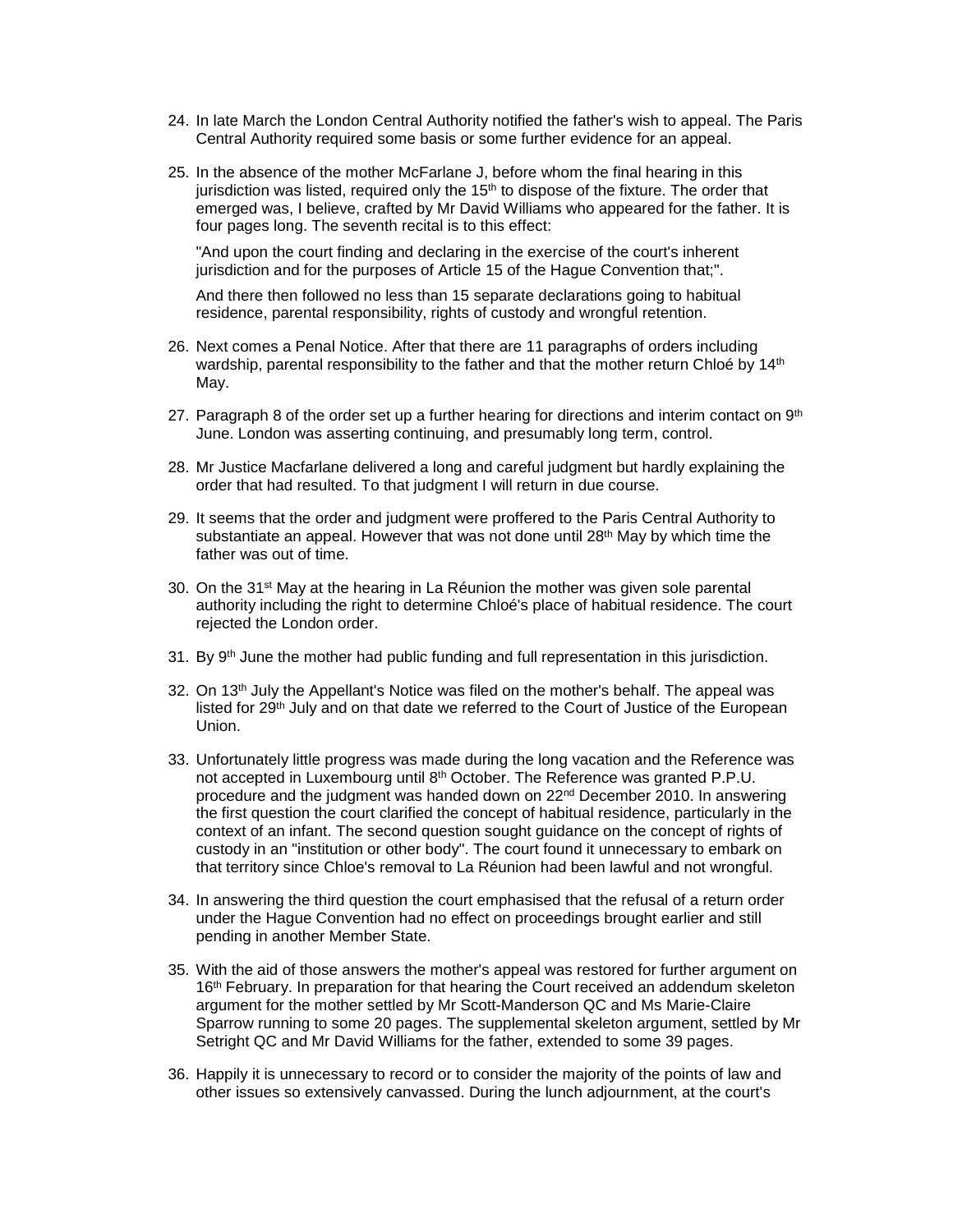24. In late March the London Central Authority notified the father's wish to appeal. The Paris Central Authority required some basis or some further evidence for an appeal.

25. In the absence of the mother McFarlane J, before whom the final hearing in this jurisdiction was listed, required only the 15th to dispose of the fixture. The order that emerged was, I believe, crafted by Mr David Williams who appeared for the father. It is four pages long. The seventh recital is to this effect:

    "And upon the court finding and declaring in the exercise of the court's inherent jurisdiction and for the purposes of Article 15 of the Hague Convention that;".

    And there then followed no less than 15 separate declarations going to habitual residence, parental responsibility, rights of custody and wrongful retention.

26. Next comes a Penal Notice. After that there are 11 paragraphs of orders including wardship, parental responsibility to the father and that the mother return Chloé by 14th May.

27. Paragraph 8 of the order set up a further hearing for directions and interim contact on 9th June. London was asserting continuing, and presumably long term, control.

28. Mr Justice Macfarlane delivered a long and careful judgment but hardly explaining the order that had resulted. To that judgment I will return in due course.

29. It seems that the order and judgment were proffered to the Paris Central Authority to substantiate an appeal. However that was not done until 28th May by which time the father was out of time.

30. On the 31st May at the hearing in La Réunion the mother was given sole parental authority including the right to determine Chloé's place of habitual residence. The court rejected the London order.

31. By 9th June the mother had public funding and full representation in this jurisdiction.

32. On 13th July the Appellant's Notice was filed on the mother's behalf. The appeal was listed for 29th July and on that date we referred to the Court of Justice of the European Union.

33. Unfortunately little progress was made during the long vacation and the Reference was not accepted in Luxembourg until 8th October. The Reference was granted P.P.U. procedure and the judgment was handed down on 22nd December 2010. In answering the first question the court clarified the concept of habitual residence, particularly in the context of an infant. The second question sought guidance on the concept of rights of custody in an "institution or other body". The court found it unnecessary to embark on that territory since Chloe's removal to La Réunion had been lawful and not wrongful.

34. In answering the third question the court emphasised that the refusal of a return order under the Hague Convention had no effect on proceedings brought earlier and still pending in another Member State.

35. With the aid of those answers the mother's appeal was restored for further argument on 16th February. In preparation for that hearing the Court received an addendum skeleton argument for the mother settled by Mr Scott-Manderson QC and Ms Marie-Claire Sparrow running to some 20 pages. The supplemental skeleton argument, settled by Mr Setright QC and Mr David Williams for the father, extended to some 39 pages.

36. Happily it is unnecessary to record or to consider the majority of the points of law and other issues so extensively canvassed. During the lunch adjournment, at the court's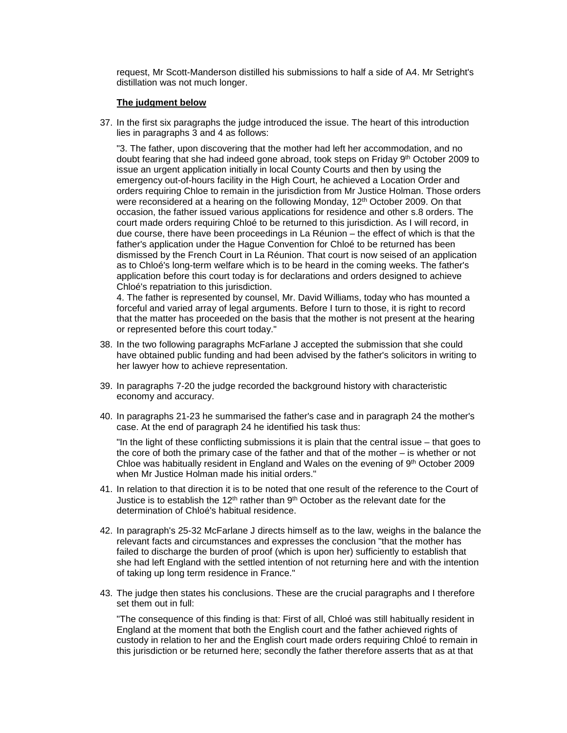request, Mr Scott-Manderson distilled his submissions to half a side of A4. Mr Setright's distillation was not much longer.

**The judgment below**

37. In the first six paragraphs the judge introduced the issue. The heart of this introduction lies in paragraphs 3 and 4 as follows:

"3. The father, upon discovering that the mother had left her accommodation, and no doubt fearing that she had indeed gone abroad, took steps on Friday 9th October 2009 to issue an urgent application initially in local County Courts and then by using the emergency out-of-hours facility in the High Court, he achieved a Location Order and orders requiring Chloe to remain in the jurisdiction from Mr Justice Holman. Those orders were reconsidered at a hearing on the following Monday, 12th October 2009. On that occasion, the father issued various applications for residence and other s.8 orders. The court made orders requiring Chloé to be returned to this jurisdiction. As I will record, in due course, there have been proceedings in La Réunion – the effect of which is that the father's application under the Hague Convention for Chloé to be returned has been dismissed by the French Court in La Réunion. That court is now seised of an application as to Chloé's long-term welfare which is to be heard in the coming weeks. The father's application before this court today is for declarations and orders designed to achieve Chloé's repatriation to this jurisdiction.

4. The father is represented by counsel, Mr. David Williams, today who has mounted a forceful and varied array of legal arguments. Before I turn to those, it is right to record that the matter has proceeded on the basis that the mother is not present at the hearing or represented before this court today."

38. In the two following paragraphs McFarlane J accepted the submission that she could have obtained public funding and had been advised by the father's solicitors in writing to her lawyer how to achieve representation.

39. In paragraphs 7-20 the judge recorded the background history with characteristic economy and accuracy.

40. In paragraphs 21-23 he summarised the father's case and in paragraph 24 the mother's case. At the end of paragraph 24 he identified his task thus:

"In the light of these conflicting submissions it is plain that the central issue – that goes to the core of both the primary case of the father and that of the mother – is whether or not Chloe was habitually resident in England and Wales on the evening of 9th October 2009 when Mr Justice Holman made his initial orders."

41. In relation to that direction it is to be noted that one result of the reference to the Court of Justice is to establish the 12th rather than 9th October as the relevant date for the determination of Chloé's habitual residence.

42. In paragraph's 25-32 McFarlane J directs himself as to the law, weighs in the balance the relevant facts and circumstances and expresses the conclusion "that the mother has failed to discharge the burden of proof (which is upon her) sufficiently to establish that she had left England with the settled intention of not returning here and with the intention of taking up long term residence in France."

43. The judge then states his conclusions. These are the crucial paragraphs and I therefore set them out in full:

"The consequence of this finding is that: First of all, Chloé was still habitually resident in England at the moment that both the English court and the father achieved rights of custody in relation to her and the English court made orders requiring Chloé to remain in this jurisdiction or be returned here; secondly the father therefore asserts that as at that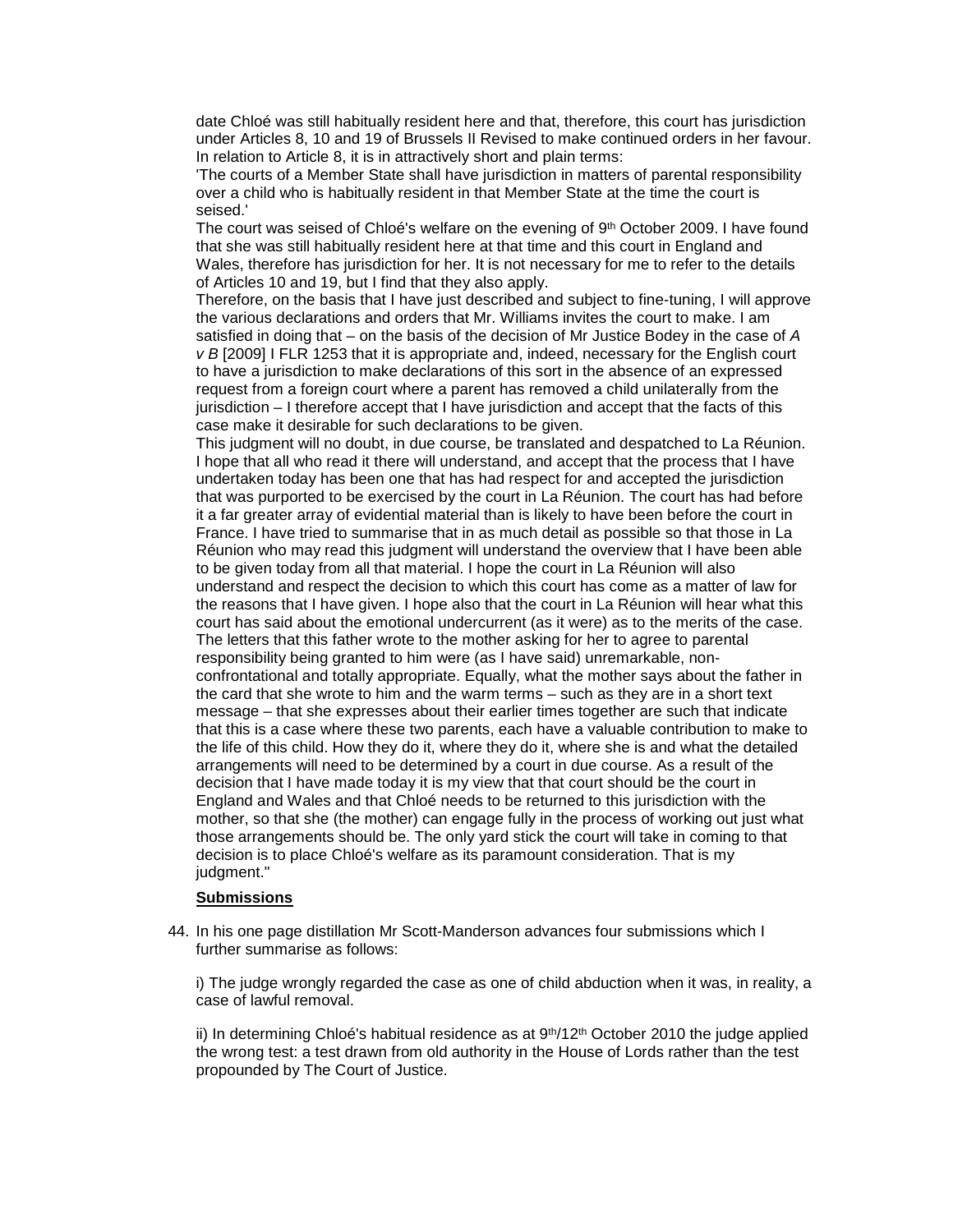date Chloé was still habitually resident here and that, therefore, this court has jurisdiction under Articles 8, 10 and 19 of Brussels II Revised to make continued orders in her favour. In relation to Article 8, it is in attractively short and plain terms:

'The courts of a Member State shall have jurisdiction in matters of parental responsibility over a child who is habitually resident in that Member State at the time the court is seised.'

The court was seised of Chloé's welfare on the evening of 9th October 2009. I have found that she was still habitually resident here at that time and this court in England and Wales, therefore has jurisdiction for her. It is not necessary for me to refer to the details of Articles 10 and 19, but I find that they also apply.

Therefore, on the basis that I have just described and subject to fine-tuning, I will approve the various declarations and orders that Mr. Williams invites the court to make. I am satisfied in doing that – on the basis of the decision of Mr Justice Bodey in the case of *A v B* [2009] I FLR 1253 that it is appropriate and, indeed, necessary for the English court to have a jurisdiction to make declarations of this sort in the absence of an expressed request from a foreign court where a parent has removed a child unilaterally from the jurisdiction – I therefore accept that I have jurisdiction and accept that the facts of this case make it desirable for such declarations to be given.

This judgment will no doubt, in due course, be translated and despatched to La Réunion. I hope that all who read it there will understand, and accept that the process that I have undertaken today has been one that has had respect for and accepted the jurisdiction that was purported to be exercised by the court in La Réunion. The court has had before it a far greater array of evidential material than is likely to have been before the court in France. I have tried to summarise that in as much detail as possible so that those in La Réunion who may read this judgment will understand the overview that I have been able to be given today from all that material. I hope the court in La Réunion will also understand and respect the decision to which this court has come as a matter of law for the reasons that I have given. I hope also that the court in La Réunion will hear what this court has said about the emotional undercurrent (as it were) as to the merits of the case. The letters that this father wrote to the mother asking for her to agree to parental responsibility being granted to him were (as I have said) unremarkable, non-confrontational and totally appropriate. Equally, what the mother says about the father in the card that she wrote to him and the warm terms – such as they are in a short text message – that she expresses about their earlier times together are such that indicate that this is a case where these two parents, each have a valuable contribution to make to the life of this child. How they do it, where they do it, where she is and what the detailed arrangements will need to be determined by a court in due course. As a result of the decision that I have made today it is my view that that court should be the court in England and Wales and that Chloé needs to be returned to this jurisdiction with the mother, so that she (the mother) can engage fully in the process of working out just what those arrangements should be. The only yard stick the court will take in coming to that decision is to place Chloé's welfare as its paramount consideration. That is my judgment."

**Submissions**

44. In his one page distillation Mr Scott-Manderson advances four submissions which I further summarise as follows:

i) The judge wrongly regarded the case as one of child abduction when it was, in reality, a case of lawful removal.

ii) In determining Chloé's habitual residence as at 9th/12th October 2010 the judge applied the wrong test: a test drawn from old authority in the House of Lords rather than the test propounded by The Court of Justice.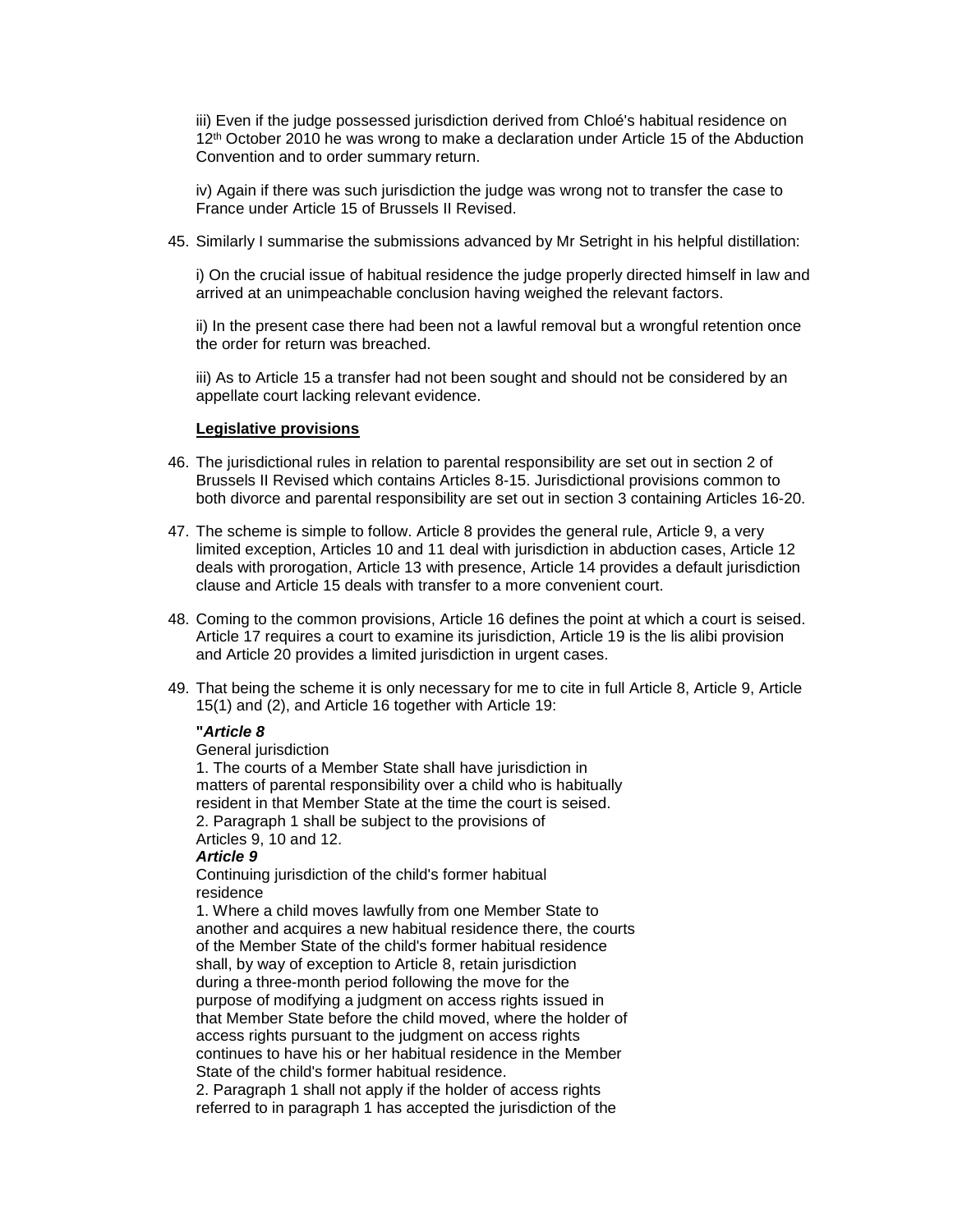iii) Even if the judge possessed jurisdiction derived from Chloé's habitual residence on 12th October 2010 he was wrong to make a declaration under Article 15 of the Abduction Convention and to order summary return.

iv) Again if there was such jurisdiction the judge was wrong not to transfer the case to France under Article 15 of Brussels II Revised.

45. Similarly I summarise the submissions advanced by Mr Setright in his helpful distillation:

i) On the crucial issue of habitual residence the judge properly directed himself in law and arrived at an unimpeachable conclusion having weighed the relevant factors.

ii) In the present case there had been not a lawful removal but a wrongful retention once the order for return was breached.

iii) As to Article 15 a transfer had not been sought and should not be considered by an appellate court lacking relevant evidence.

**Legislative provisions**

46. The jurisdictional rules in relation to parental responsibility are set out in section 2 of Brussels II Revised which contains Articles 8-15. Jurisdictional provisions common to both divorce and parental responsibility are set out in section 3 containing Articles 16-20.

47. The scheme is simple to follow. Article 8 provides the general rule, Article 9, a very limited exception, Articles 10 and 11 deal with jurisdiction in abduction cases, Article 12 deals with prorogation, Article 13 with presence, Article 14 provides a default jurisdiction clause and Article 15 deals with transfer to a more convenient court.

48. Coming to the common provisions, Article 16 defines the point at which a court is seised. Article 17 requires a court to examine its jurisdiction, Article 19 is the lis alibi provision and Article 20 provides a limited jurisdiction in urgent cases.

49. That being the scheme it is only necessary for me to cite in full Article 8, Article 9, Article 15(1) and (2), and Article 16 together with Article 19:

**"*Article 8***
General jurisdiction
1. The courts of a Member State shall have jurisdiction in matters of parental responsibility over a child who is habitually resident in that Member State at the time the court is seised.
2. Paragraph 1 shall be subject to the provisions of Articles 9, 10 and 12.

***Article 9***
Continuing jurisdiction of the child's former habitual residence
1. Where a child moves lawfully from one Member State to another and acquires a new habitual residence there, the courts of the Member State of the child's former habitual residence shall, by way of exception to Article 8, retain jurisdiction during a three-month period following the move for the purpose of modifying a judgment on access rights issued in that Member State before the child moved, where the holder of access rights pursuant to the judgment on access rights continues to have his or her habitual residence in the Member State of the child's former habitual residence.
2. Paragraph 1 shall not apply if the holder of access rights referred to in paragraph 1 has accepted the jurisdiction of the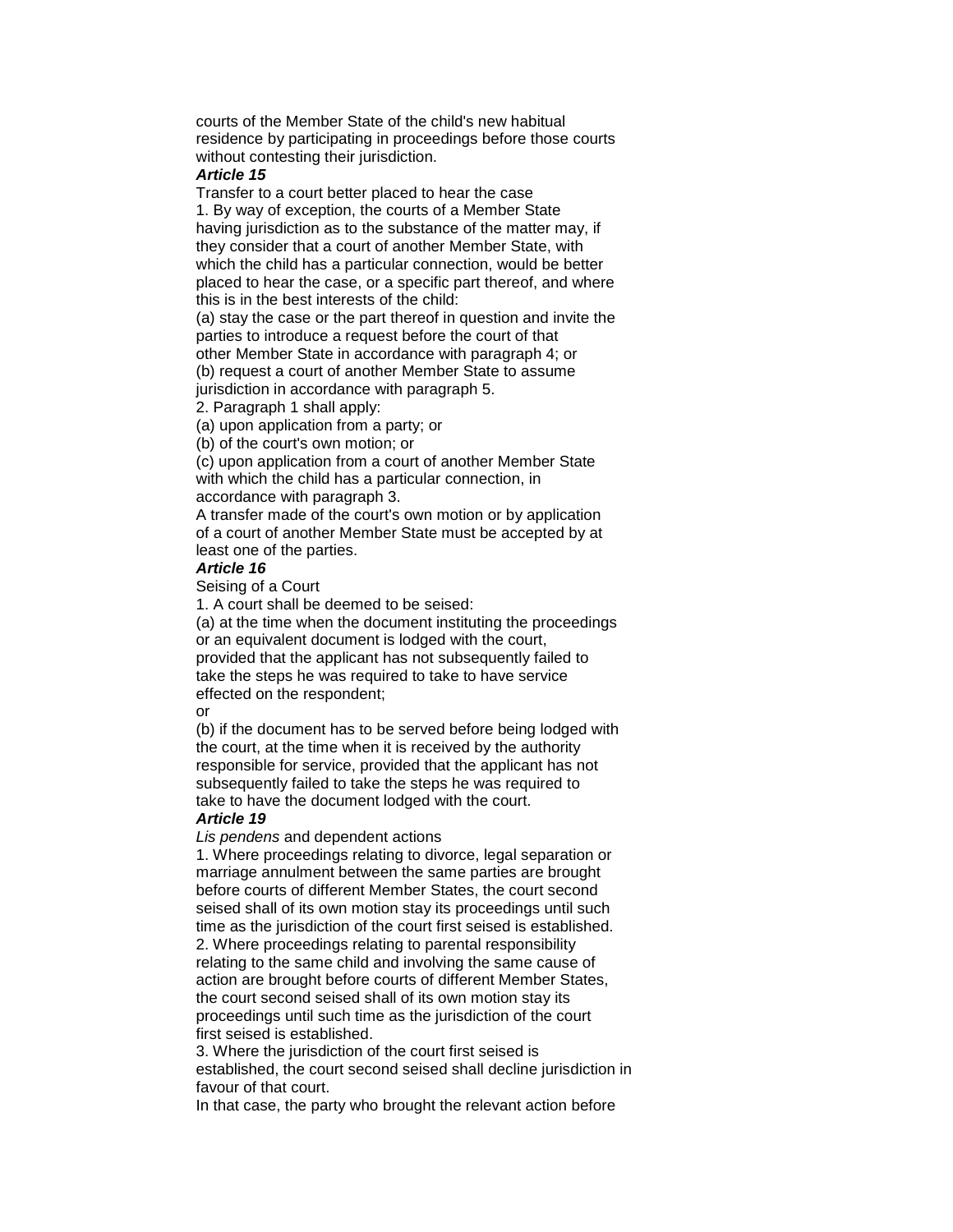courts of the Member State of the child's new habitual residence by participating in proceedings before those courts without contesting their jurisdiction.

***Article 15***

Transfer to a court better placed to hear the case

1. By way of exception, the courts of a Member State having jurisdiction as to the substance of the matter may, if they consider that a court of another Member State, with which the child has a particular connection, would be better placed to hear the case, or a specific part thereof, and where this is in the best interests of the child:

(a) stay the case or the part thereof in question and invite the parties to introduce a request before the court of that other Member State in accordance with paragraph 4; or

(b) request a court of another Member State to assume jurisdiction in accordance with paragraph 5.

2. Paragraph 1 shall apply:

(a) upon application from a party; or

(b) of the court's own motion; or

(c) upon application from a court of another Member State with which the child has a particular connection, in accordance with paragraph 3.

A transfer made of the court's own motion or by application of a court of another Member State must be accepted by at least one of the parties.

***Article 16***

Seising of a Court

1. A court shall be deemed to be seised:

(a) at the time when the document instituting the proceedings or an equivalent document is lodged with the court, provided that the applicant has not subsequently failed to take the steps he was required to take to have service effected on the respondent;

or

(b) if the document has to be served before being lodged with the court, at the time when it is received by the authority responsible for service, provided that the applicant has not subsequently failed to take the steps he was required to take to have the document lodged with the court.

***Article 19***

*Lis pendens* and dependent actions

1. Where proceedings relating to divorce, legal separation or marriage annulment between the same parties are brought before courts of different Member States, the court second seised shall of its own motion stay its proceedings until such time as the jurisdiction of the court first seised is established.

2. Where proceedings relating to parental responsibility relating to the same child and involving the same cause of action are brought before courts of different Member States, the court second seised shall of its own motion stay its proceedings until such time as the jurisdiction of the court first seised is established.

3. Where the jurisdiction of the court first seised is established, the court second seised shall decline jurisdiction in favour of that court.

In that case, the party who brought the relevant action before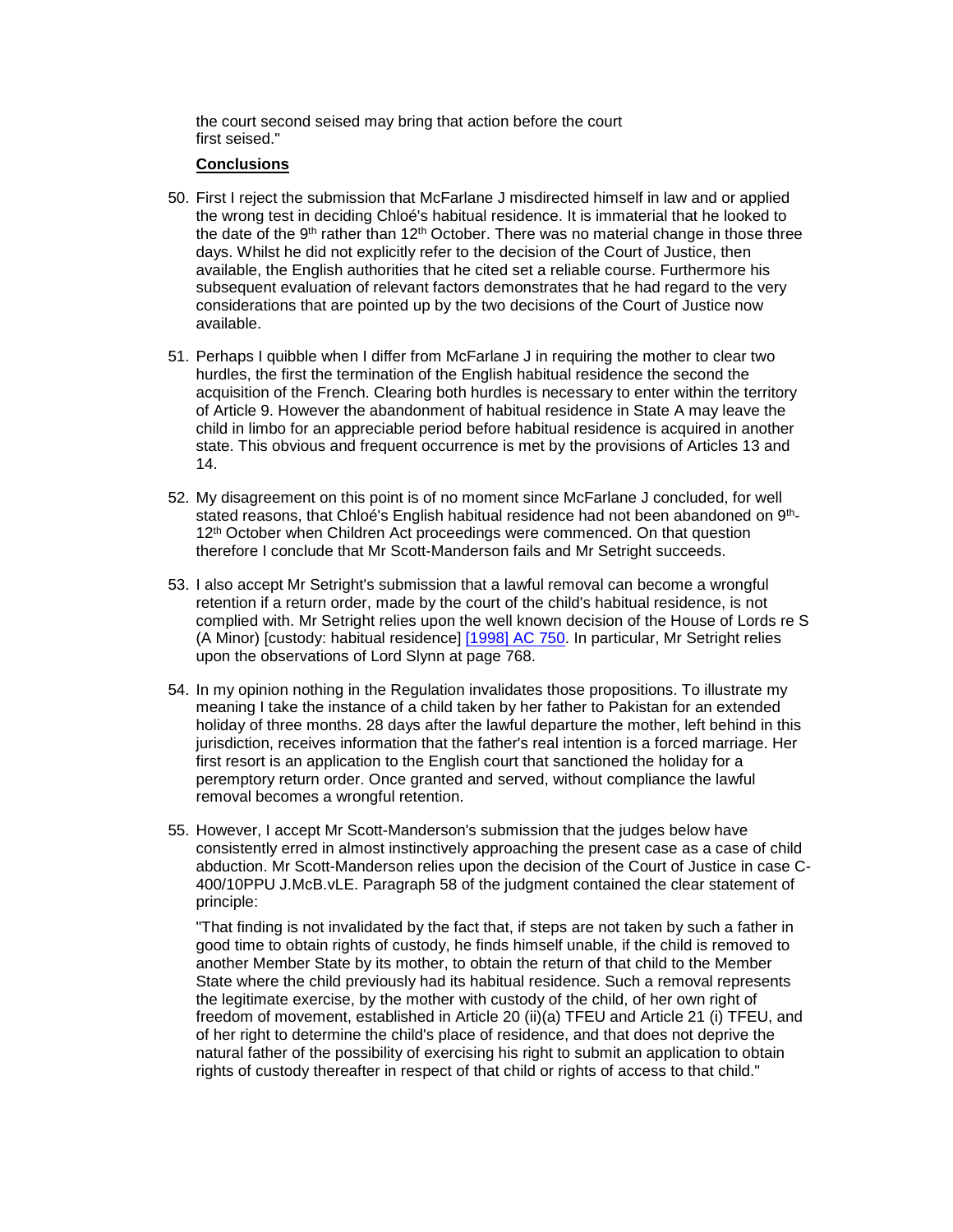the court second seised may bring that action before the court first seised."

**Conclusions**

50. First I reject the submission that McFarlane J misdirected himself in law and or applied the wrong test in deciding Chloé's habitual residence. It is immaterial that he looked to the date of the 9th rather than 12th October. There was no material change in those three days. Whilst he did not explicitly refer to the decision of the Court of Justice, then available, the English authorities that he cited set a reliable course. Furthermore his subsequent evaluation of relevant factors demonstrates that he had regard to the very considerations that are pointed up by the two decisions of the Court of Justice now available.

51. Perhaps I quibble when I differ from McFarlane J in requiring the mother to clear two hurdles, the first the termination of the English habitual residence the second the acquisition of the French. Clearing both hurdles is necessary to enter within the territory of Article 9. However the abandonment of habitual residence in State A may leave the child in limbo for an appreciable period before habitual residence is acquired in another state. This obvious and frequent occurrence is met by the provisions of Articles 13 and 14.

52. My disagreement on this point is of no moment since McFarlane J concluded, for well stated reasons, that Chloé's English habitual residence had not been abandoned on 9th-12th October when Children Act proceedings were commenced. On that question therefore I conclude that Mr Scott-Manderson fails and Mr Setright succeeds.

53. I also accept Mr Setright's submission that a lawful removal can become a wrongful retention if a return order, made by the court of the child's habitual residence, is not complied with. Mr Setright relies upon the well known decision of the House of Lords re S (A Minor) [custody: habitual residence] [1998] AC 750. In particular, Mr Setright relies upon the observations of Lord Slynn at page 768.

54. In my opinion nothing in the Regulation invalidates those propositions. To illustrate my meaning I take the instance of a child taken by her father to Pakistan for an extended holiday of three months. 28 days after the lawful departure the mother, left behind in this jurisdiction, receives information that the father's real intention is a forced marriage. Her first resort is an application to the English court that sanctioned the holiday for a peremptory return order. Once granted and served, without compliance the lawful removal becomes a wrongful retention.

55. However, I accept Mr Scott-Manderson's submission that the judges below have consistently erred in almost instinctively approaching the present case as a case of child abduction. Mr Scott-Manderson relies upon the decision of the Court of Justice in case C-400/10PPU J.McB.vLE. Paragraph 58 of the judgment contained the clear statement of principle:

"That finding is not invalidated by the fact that, if steps are not taken by such a father in good time to obtain rights of custody, he finds himself unable, if the child is removed to another Member State by its mother, to obtain the return of that child to the Member State where the child previously had its habitual residence. Such a removal represents the legitimate exercise, by the mother with custody of the child, of her own right of freedom of movement, established in Article 20 (ii)(a) TFEU and Article 21 (i) TFEU, and of her right to determine the child's place of residence, and that does not deprive the natural father of the possibility of exercising his right to submit an application to obtain rights of custody thereafter in respect of that child or rights of access to that child."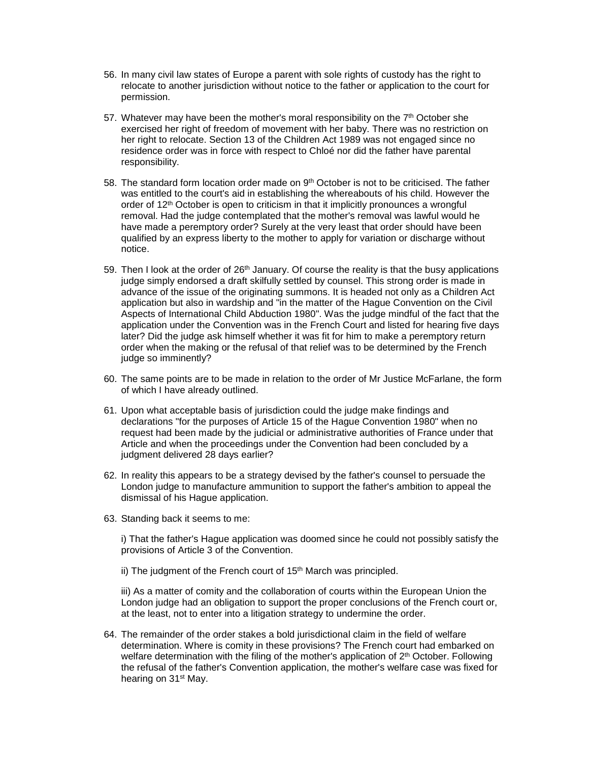56. In many civil law states of Europe a parent with sole rights of custody has the right to relocate to another jurisdiction without notice to the father or application to the court for permission.

57. Whatever may have been the mother's moral responsibility on the 7th October she exercised her right of freedom of movement with her baby. There was no restriction on her right to relocate. Section 13 of the Children Act 1989 was not engaged since no residence order was in force with respect to Chloé nor did the father have parental responsibility.

58. The standard form location order made on 9th October is not to be criticised. The father was entitled to the court's aid in establishing the whereabouts of his child. However the order of 12th October is open to criticism in that it implicitly pronounces a wrongful removal. Had the judge contemplated that the mother's removal was lawful would he have made a peremptory order? Surely at the very least that order should have been qualified by an express liberty to the mother to apply for variation or discharge without notice.

59. Then I look at the order of 26th January. Of course the reality is that the busy applications judge simply endorsed a draft skilfully settled by counsel. This strong order is made in advance of the issue of the originating summons. It is headed not only as a Children Act application but also in wardship and "in the matter of the Hague Convention on the Civil Aspects of International Child Abduction 1980". Was the judge mindful of the fact that the application under the Convention was in the French Court and listed for hearing five days later? Did the judge ask himself whether it was fit for him to make a peremptory return order when the making or the refusal of that relief was to be determined by the French judge so imminently?

60. The same points are to be made in relation to the order of Mr Justice McFarlane, the form of which I have already outlined.

61. Upon what acceptable basis of jurisdiction could the judge make findings and declarations "for the purposes of Article 15 of the Hague Convention 1980" when no request had been made by the judicial or administrative authorities of France under that Article and when the proceedings under the Convention had been concluded by a judgment delivered 28 days earlier?

62. In reality this appears to be a strategy devised by the father's counsel to persuade the London judge to manufacture ammunition to support the father's ambition to appeal the dismissal of his Hague application.

63. Standing back it seems to me:

    i) That the father's Hague application was doomed since he could not possibly satisfy the provisions of Article 3 of the Convention.

    ii) The judgment of the French court of 15th March was principled.

    iii) As a matter of comity and the collaboration of courts within the European Union the London judge had an obligation to support the proper conclusions of the French court or, at the least, not to enter into a litigation strategy to undermine the order.

64. The remainder of the order stakes a bold jurisdictional claim in the field of welfare determination. Where is comity in these provisions? The French court had embarked on welfare determination with the filing of the mother's application of 2th October. Following the refusal of the father's Convention application, the mother's welfare case was fixed for hearing on 31st May.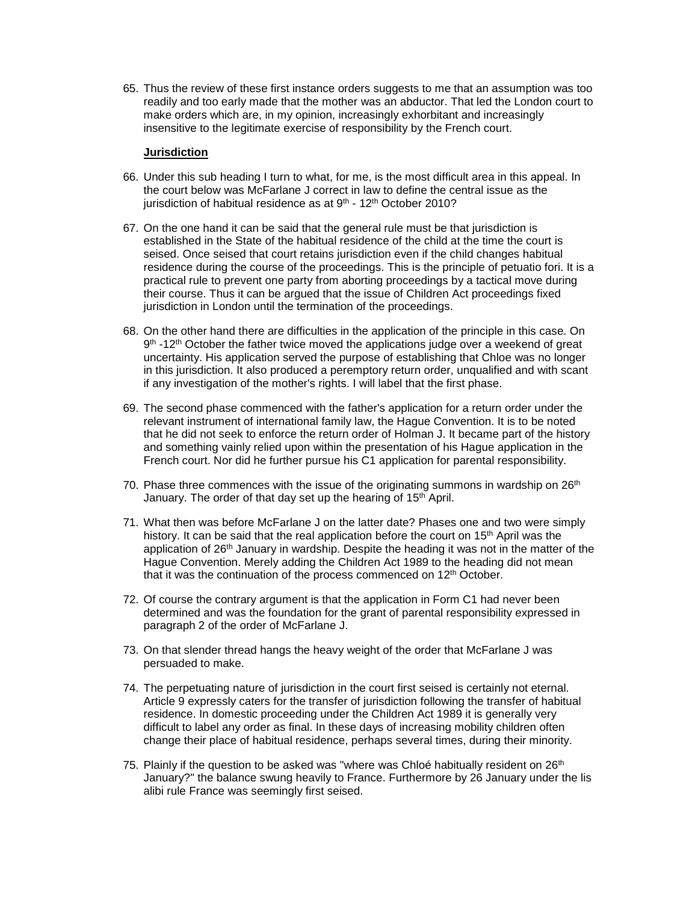65. Thus the review of these first instance orders suggests to me that an assumption was too readily and too early made that the mother was an abductor. That led the London court to make orders which are, in my opinion, increasingly exhorbitant and increasingly insensitive to the legitimate exercise of responsibility by the French court.

**Jurisdiction**

66. Under this sub heading I turn to what, for me, is the most difficult area in this appeal. In the court below was McFarlane J correct in law to define the central issue as the jurisdiction of habitual residence as at 9th - 12th October 2010?

67. On the one hand it can be said that the general rule must be that jurisdiction is established in the State of the habitual residence of the child at the time the court is seised. Once seised that court retains jurisdiction even if the child changes habitual residence during the course of the proceedings. This is the principle of petuatio fori. It is a practical rule to prevent one party from aborting proceedings by a tactical move during their course. Thus it can be argued that the issue of Children Act proceedings fixed jurisdiction in London until the termination of the proceedings.

68. On the other hand there are difficulties in the application of the principle in this case. On 9th -12th October the father twice moved the applications judge over a weekend of great uncertainty. His application served the purpose of establishing that Chloe was no longer in this jurisdiction. It also produced a peremptory return order, unqualified and with scant if any investigation of the mother's rights. I will label that the first phase.

69. The second phase commenced with the father's application for a return order under the relevant instrument of international family law, the Hague Convention. It is to be noted that he did not seek to enforce the return order of Holman J. It became part of the history and something vainly relied upon within the presentation of his Hague application in the French court. Nor did he further pursue his C1 application for parental responsibility.

70. Phase three commences with the issue of the originating summons in wardship on 26th January. The order of that day set up the hearing of 15th April.

71. What then was before McFarlane J on the latter date? Phases one and two were simply history. It can be said that the real application before the court on 15th April was the application of 26th January in wardship. Despite the heading it was not in the matter of the Hague Convention. Merely adding the Children Act 1989 to the heading did not mean that it was the continuation of the process commenced on 12th October.

72. Of course the contrary argument is that the application in Form C1 had never been determined and was the foundation for the grant of parental responsibility expressed in paragraph 2 of the order of McFarlane J.

73. On that slender thread hangs the heavy weight of the order that McFarlane J was persuaded to make.

74. The perpetuating nature of jurisdiction in the court first seised is certainly not eternal. Article 9 expressly caters for the transfer of jurisdiction following the transfer of habitual residence. In domestic proceeding under the Children Act 1989 it is generally very difficult to label any order as final. In these days of increasing mobility children often change their place of habitual residence, perhaps several times, during their minority.

75. Plainly if the question to be asked was "where was Chloé habitually resident on 26th January?" the balance swung heavily to France. Furthermore by 26 January under the lis alibi rule France was seemingly first seised.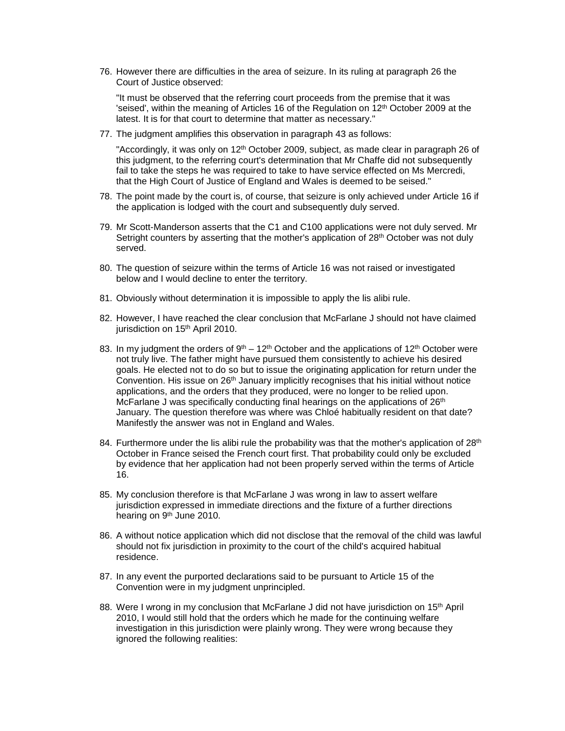76. However there are difficulties in the area of seizure. In its ruling at paragraph 26 the Court of Justice observed:

    "It must be observed that the referring court proceeds from the premise that it was 'seised', within the meaning of Articles 16 of the Regulation on 12th October 2009 at the latest. It is for that court to determine that matter as necessary."

77. The judgment amplifies this observation in paragraph 43 as follows:

    "Accordingly, it was only on 12th October 2009, subject, as made clear in paragraph 26 of this judgment, to the referring court's determination that Mr Chaffe did not subsequently fail to take the steps he was required to take to have service effected on Ms Mercredi, that the High Court of Justice of England and Wales is deemed to be seised."

78. The point made by the court is, of course, that seizure is only achieved under Article 16 if the application is lodged with the court and subsequently duly served.

79. Mr Scott-Manderson asserts that the C1 and C100 applications were not duly served. Mr Setright counters by asserting that the mother's application of 28th October was not duly served.

80. The question of seizure within the terms of Article 16 was not raised or investigated below and I would decline to enter the territory.

81. Obviously without determination it is impossible to apply the lis alibi rule.

82. However, I have reached the clear conclusion that McFarlane J should not have claimed jurisdiction on 15th April 2010.

83. In my judgment the orders of 9th – 12th October and the applications of 12th October were not truly live. The father might have pursued them consistently to achieve his desired goals. He elected not to do so but to issue the originating application for return under the Convention. His issue on 26th January implicitly recognises that his initial without notice applications, and the orders that they produced, were no longer to be relied upon. McFarlane J was specifically conducting final hearings on the applications of 26th January. The question therefore was where was Chloé habitually resident on that date? Manifestly the answer was not in England and Wales.

84. Furthermore under the lis alibi rule the probability was that the mother's application of 28th October in France seised the French court first. That probability could only be excluded by evidence that her application had not been properly served within the terms of Article 16.

85. My conclusion therefore is that McFarlane J was wrong in law to assert welfare jurisdiction expressed in immediate directions and the fixture of a further directions hearing on 9th June 2010.

86. A without notice application which did not disclose that the removal of the child was lawful should not fix jurisdiction in proximity to the court of the child's acquired habitual residence.

87. In any event the purported declarations said to be pursuant to Article 15 of the Convention were in my judgment unprincipled.

88. Were I wrong in my conclusion that McFarlane J did not have jurisdiction on 15th April 2010, I would still hold that the orders which he made for the continuing welfare investigation in this jurisdiction were plainly wrong. They were wrong because they ignored the following realities: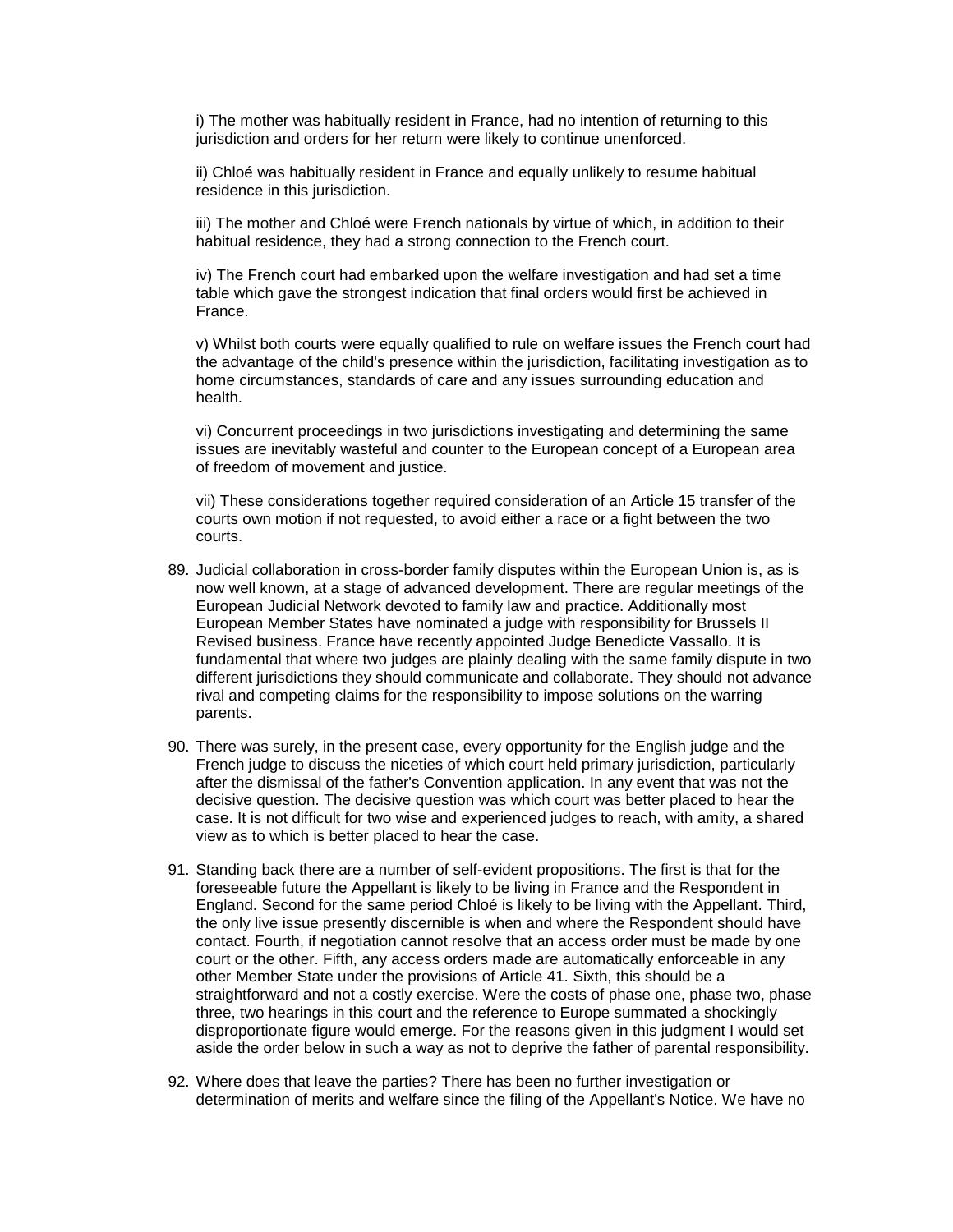i) The mother was habitually resident in France, had no intention of returning to this jurisdiction and orders for her return were likely to continue unenforced.

ii) Chloé was habitually resident in France and equally unlikely to resume habitual residence in this jurisdiction.

iii) The mother and Chloé were French nationals by virtue of which, in addition to their habitual residence, they had a strong connection to the French court.

iv) The French court had embarked upon the welfare investigation and had set a time table which gave the strongest indication that final orders would first be achieved in France.

v) Whilst both courts were equally qualified to rule on welfare issues the French court had the advantage of the child's presence within the jurisdiction, facilitating investigation as to home circumstances, standards of care and any issues surrounding education and health.

vi) Concurrent proceedings in two jurisdictions investigating and determining the same issues are inevitably wasteful and counter to the European concept of a European area of freedom of movement and justice.

vii) These considerations together required consideration of an Article 15 transfer of the courts own motion if not requested, to avoid either a race or a fight between the two courts.

89. Judicial collaboration in cross-border family disputes within the European Union is, as is now well known, at a stage of advanced development. There are regular meetings of the European Judicial Network devoted to family law and practice. Additionally most European Member States have nominated a judge with responsibility for Brussels II Revised business. France have recently appointed Judge Benedicte Vassallo. It is fundamental that where two judges are plainly dealing with the same family dispute in two different jurisdictions they should communicate and collaborate. They should not advance rival and competing claims for the responsibility to impose solutions on the warring parents.

90. There was surely, in the present case, every opportunity for the English judge and the French judge to discuss the niceties of which court held primary jurisdiction, particularly after the dismissal of the father's Convention application. In any event that was not the decisive question. The decisive question was which court was better placed to hear the case. It is not difficult for two wise and experienced judges to reach, with amity, a shared view as to which is better placed to hear the case.

91. Standing back there are a number of self-evident propositions. The first is that for the foreseeable future the Appellant is likely to be living in France and the Respondent in England. Second for the same period Chloé is likely to be living with the Appellant. Third, the only live issue presently discernible is when and where the Respondent should have contact. Fourth, if negotiation cannot resolve that an access order must be made by one court or the other. Fifth, any access orders made are automatically enforceable in any other Member State under the provisions of Article 41. Sixth, this should be a straightforward and not a costly exercise. Were the costs of phase one, phase two, phase three, two hearings in this court and the reference to Europe summated a shockingly disproportionate figure would emerge. For the reasons given in this judgment I would set aside the order below in such a way as not to deprive the father of parental responsibility.

92. Where does that leave the parties? There has been no further investigation or determination of merits and welfare since the filing of the Appellant's Notice. We have no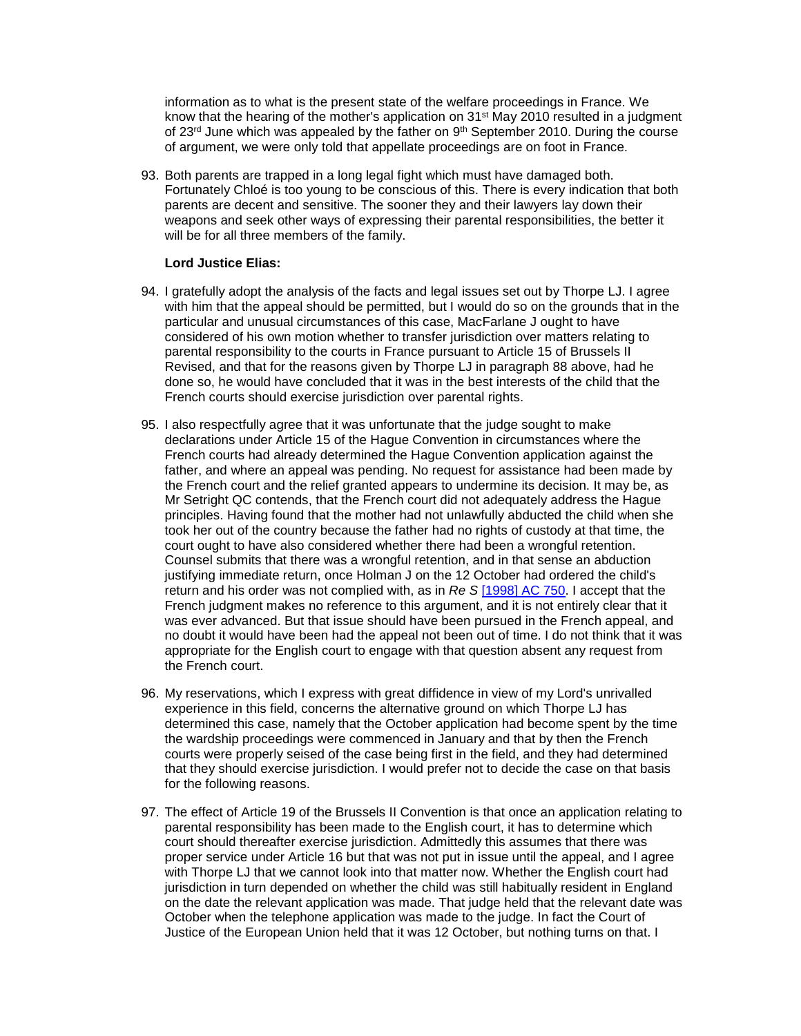information as to what is the present state of the welfare proceedings in France. We know that the hearing of the mother's application on 31st May 2010 resulted in a judgment of 23rd June which was appealed by the father on 9th September 2010. During the course of argument, we were only told that appellate proceedings are on foot in France.

93. Both parents are trapped in a long legal fight which must have damaged both. Fortunately Chloé is too young to be conscious of this. There is every indication that both parents are decent and sensitive. The sooner they and their lawyers lay down their weapons and seek other ways of expressing their parental responsibilities, the better it will be for all three members of the family.

**Lord Justice Elias:**

94. I gratefully adopt the analysis of the facts and legal issues set out by Thorpe LJ. I agree with him that the appeal should be permitted, but I would do so on the grounds that in the particular and unusual circumstances of this case, MacFarlane J ought to have considered of his own motion whether to transfer jurisdiction over matters relating to parental responsibility to the courts in France pursuant to Article 15 of Brussels II Revised, and that for the reasons given by Thorpe LJ in paragraph 88 above, had he done so, he would have concluded that it was in the best interests of the child that the French courts should exercise jurisdiction over parental rights.

95. I also respectfully agree that it was unfortunate that the judge sought to make declarations under Article 15 of the Hague Convention in circumstances where the French courts had already determined the Hague Convention application against the father, and where an appeal was pending. No request for assistance had been made by the French court and the relief granted appears to undermine its decision. It may be, as Mr Setright QC contends, that the French court did not adequately address the Hague principles. Having found that the mother had not unlawfully abducted the child when she took her out of the country because the father had no rights of custody at that time, the court ought to have also considered whether there had been a wrongful retention. Counsel submits that there was a wrongful retention, and in that sense an abduction justifying immediate return, once Holman J on the 12 October had ordered the child's return and his order was not complied with, as in *Re S* [1998] AC 750. I accept that the French judgment makes no reference to this argument, and it is not entirely clear that it was ever advanced. But that issue should have been pursued in the French appeal, and no doubt it would have been had the appeal not been out of time. I do not think that it was appropriate for the English court to engage with that question absent any request from the French court.

96. My reservations, which I express with great diffidence in view of my Lord's unrivalled experience in this field, concerns the alternative ground on which Thorpe LJ has determined this case, namely that the October application had become spent by the time the wardship proceedings were commenced in January and that by then the French courts were properly seised of the case being first in the field, and they had determined that they should exercise jurisdiction. I would prefer not to decide the case on that basis for the following reasons.

97. The effect of Article 19 of the Brussels II Convention is that once an application relating to parental responsibility has been made to the English court, it has to determine which court should thereafter exercise jurisdiction. Admittedly this assumes that there was proper service under Article 16 but that was not put in issue until the appeal, and I agree with Thorpe LJ that we cannot look into that matter now. Whether the English court had jurisdiction in turn depended on whether the child was still habitually resident in England on the date the relevant application was made. That judge held that the relevant date was October when the telephone application was made to the judge. In fact the Court of Justice of the European Union held that it was 12 October, but nothing turns on that. I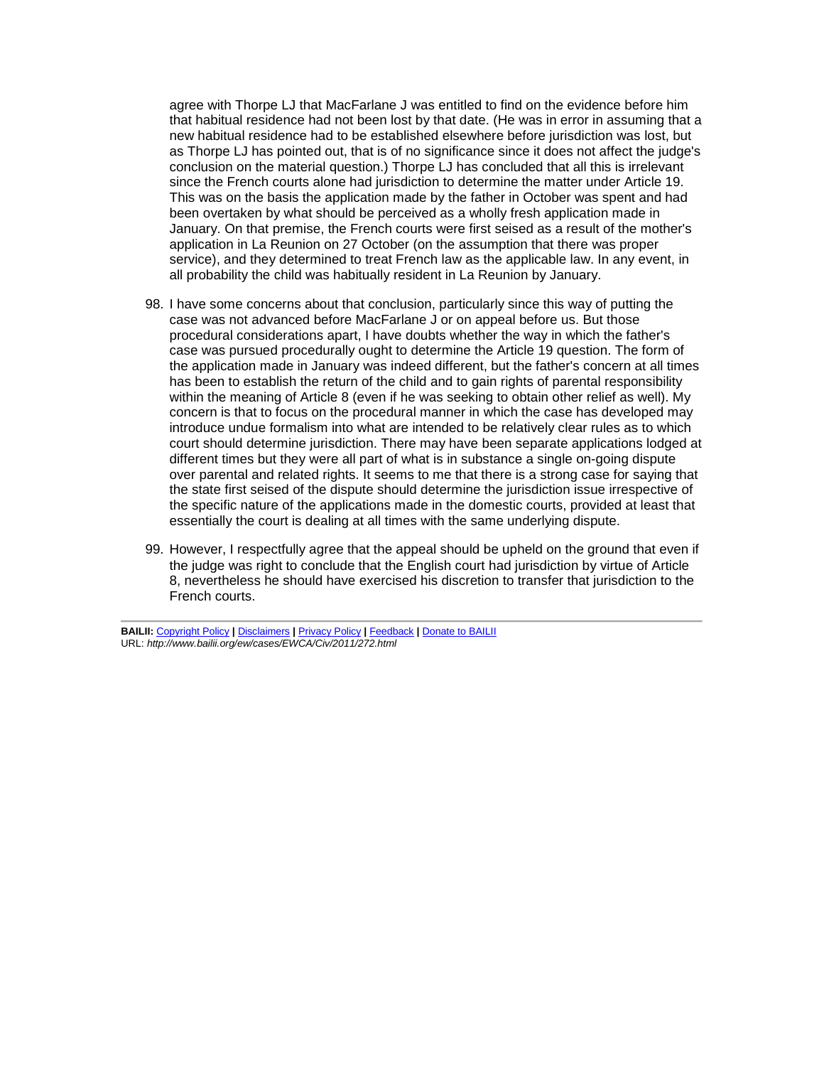agree with Thorpe LJ that MacFarlane J was entitled to find on the evidence before him that habitual residence had not been lost by that date. (He was in error in assuming that a new habitual residence had to be established elsewhere before jurisdiction was lost, but as Thorpe LJ has pointed out, that is of no significance since it does not affect the judge's conclusion on the material question.) Thorpe LJ has concluded that all this is irrelevant since the French courts alone had jurisdiction to determine the matter under Article 19. This was on the basis the application made by the father in October was spent and had been overtaken by what should be perceived as a wholly fresh application made in January. On that premise, the French courts were first seised as a result of the mother's application in La Reunion on 27 October (on the assumption that there was proper service), and they determined to treat French law as the applicable law. In any event, in all probability the child was habitually resident in La Reunion by January.

98. I have some concerns about that conclusion, particularly since this way of putting the case was not advanced before MacFarlane J or on appeal before us. But those procedural considerations apart, I have doubts whether the way in which the father's case was pursued procedurally ought to determine the Article 19 question. The form of the application made in January was indeed different, but the father's concern at all times has been to establish the return of the child and to gain rights of parental responsibility within the meaning of Article 8 (even if he was seeking to obtain other relief as well). My concern is that to focus on the procedural manner in which the case has developed may introduce undue formalism into what are intended to be relatively clear rules as to which court should determine jurisdiction. There may have been separate applications lodged at different times but they were all part of what is in substance a single on-going dispute over parental and related rights. It seems to me that there is a strong case for saying that the state first seised of the dispute should determine the jurisdiction issue irrespective of the specific nature of the applications made in the domestic courts, provided at least that essentially the court is dealing at all times with the same underlying dispute.

99. However, I respectfully agree that the appeal should be upheld on the ground that even if the judge was right to conclude that the English court had jurisdiction by virtue of Article 8, nevertheless he should have exercised his discretion to transfer that jurisdiction to the French courts.

---

**BAILII:** Copyright Policy | Disclaimers | Privacy Policy | Feedback | Donate to BAILII
URL: *http://www.bailii.org/ew/cases/EWCA/Civ/2011/272.html*